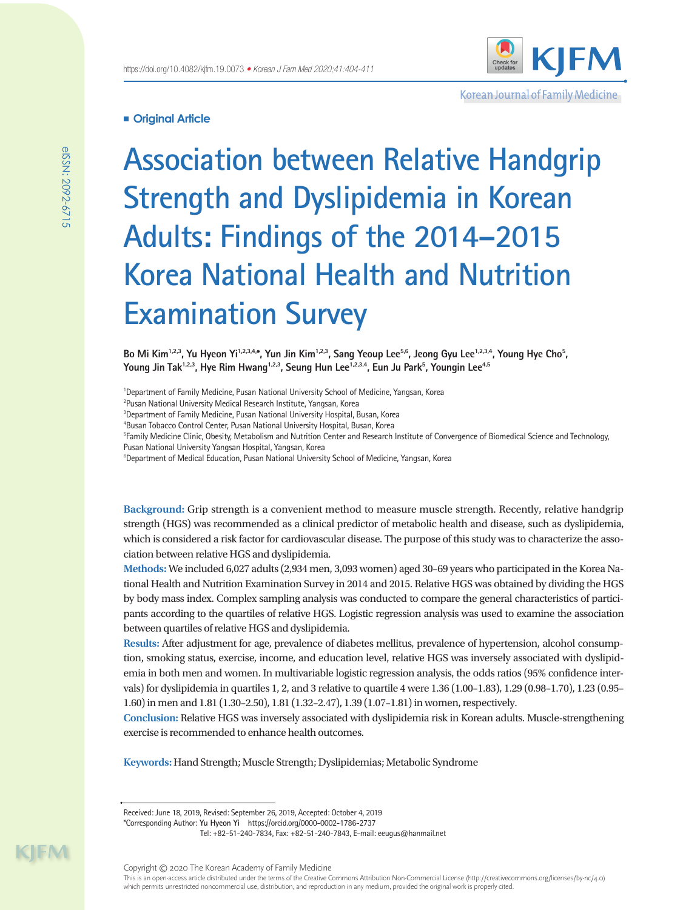Original Article

# Association between Relative Handgrip Strength and Dyslipidemia in Korean Adults: Findings of the 2014–2015 Korea National Health and Nutrition Examination Survey

**Bo Mi Kim[1,2,3], Yu Hyeon Yi[1,2,3,4,*], Yun Jin Kim[1,2,3], Sang Yeoup Lee[5,6], Jeong Gyu Lee[1,2,3,4], Young Hye Cho[5], Young Jin Tak[1,2,3], Hye Rim Hwang[1,2,3], Seung Hun Lee[1,2,3,4], Eun Ju Park[5], Youngin Lee[4,5]**

[1]Department of Family Medicine, Pusan National University School of Medicine, Yangsan, Korea
[2]Pusan National University Medical Research Institute, Yangsan, Korea
[3]Department of Family Medicine, Pusan National University Hospital, Busan, Korea
[4]Busan Tobacco Control Center, Pusan National University Hospital, Busan, Korea
[5]Family Medicine Clinic, Obesity, Metabolism and Nutrition Center and Research Institute of Convergence of Biomedical Science and Technology, Pusan National University Yangsan Hospital, Yangsan, Korea
[6]Department of Medical Education, Pusan National University School of Medicine, Yangsan, Korea

**Background:** Grip strength is a convenient method to measure muscle strength. Recently, relative handgrip strength (HGS) was recommended as a clinical predictor of metabolic health and disease, such as dyslipidemia, which is considered a risk factor for cardiovascular disease. The purpose of this study was to characterize the association between relative HGS and dyslipidemia.

**Methods:** We included 6,027 adults (2,934 men, 3,093 women) aged 30–69 years who participated in the Korea National Health and Nutrition Examination Survey in 2014 and 2015. Relative HGS was obtained by dividing the HGS by body mass index. Complex sampling analysis was conducted to compare the general characteristics of participants according to the quartiles of relative HGS. Logistic regression analysis was used to examine the association between quartiles of relative HGS and dyslipidemia.

**Results:** After adjustment for age, prevalence of diabetes mellitus, prevalence of hypertension, alcohol consumption, smoking status, exercise, income, and education level, relative HGS was inversely associated with dyslipidemia in both men and women. In multivariable logistic regression analysis, the odds ratios (95% confidence intervals) for dyslipidemia in quartiles 1, 2, and 3 relative to quartile 4 were 1.36 (1.00–1.83), 1.29 (0.98–1.70), 1.23 (0.95–1.60) in men and 1.81 (1.30–2.50), 1.81 (1.32–2.47), 1.39 (1.07–1.81) in women, respectively.

**Conclusion:** Relative HGS was inversely associated with dyslipidemia risk in Korean adults. Muscle-strengthening exercise is recommended to enhance health outcomes.

**Keywords:** Hand Strength; Muscle Strength; Dyslipidemias; Metabolic Syndrome

Received: June 18, 2019, Revised: September 26, 2019, Accepted: October 4, 2019
*Corresponding Author: **Yu Hyeon Yi** https://orcid.org/0000-0002-1786-2737
Tel: +82-51-240-7834, Fax: +82-51-240-7843, E-mail: eeugus@hanmail.net

Copyright © 2020 The Korean Academy of Family Medicine
This is an open-access article distributed under the terms of the Creative Commons Attribution Non-Commercial License (http://creativecommons.org/licenses/by-nc/4.0) which permits unrestricted noncommercial use, distribution, and reproduction in any medium, provided the original work is properly cited.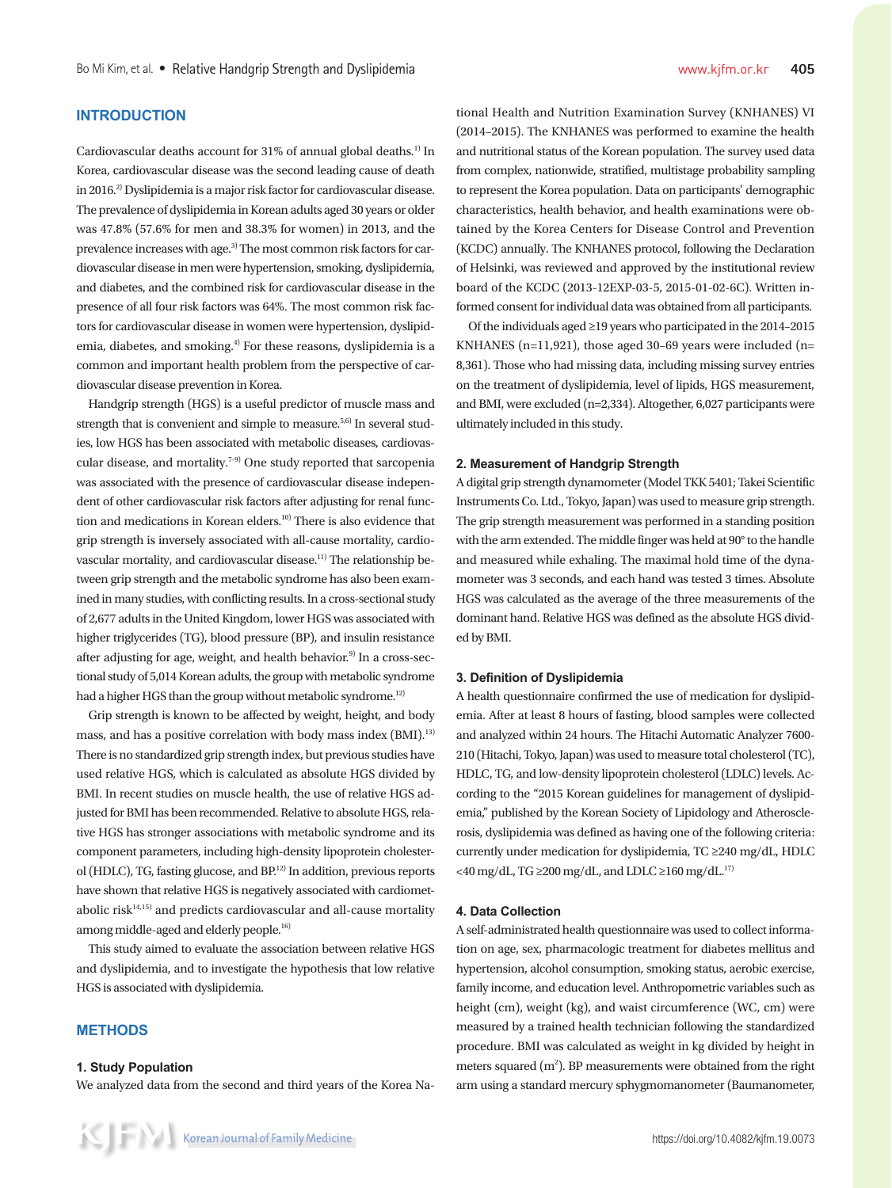## INTRODUCTION

Cardiovascular deaths account for 31% of annual global deaths.[1] In Korea, cardiovascular disease was the second leading cause of death in 2016.[2] Dyslipidemia is a major risk factor for cardiovascular disease. The prevalence of dyslipidemia in Korean adults aged 30 years or older was 47.8% (57.6% for men and 38.3% for women) in 2013, and the prevalence increases with age.[3] The most common risk factors for cardiovascular disease in men were hypertension, smoking, dyslipidemia, and diabetes, and the combined risk for cardiovascular disease in the presence of all four risk factors was 64%. The most common risk factors for cardiovascular disease in women were hypertension, dyslipidemia, diabetes, and smoking.[4] For these reasons, dyslipidemia is a common and important health problem from the perspective of cardiovascular disease prevention in Korea.

Handgrip strength (HGS) is a useful predictor of muscle mass and strength that is convenient and simple to measure.[5,6] In several studies, low HGS has been associated with metabolic diseases, cardiovascular disease, and mortality.[7-9] One study reported that sarcopenia was associated with the presence of cardiovascular disease independent of other cardiovascular risk factors after adjusting for renal function and medications in Korean elders.[10] There is also evidence that grip strength is inversely associated with all-cause mortality, cardiovascular mortality, and cardiovascular disease.[11] The relationship between grip strength and the metabolic syndrome has also been examined in many studies, with conflicting results. In a cross-sectional study of 2,677 adults in the United Kingdom, lower HGS was associated with higher triglycerides (TG), blood pressure (BP), and insulin resistance after adjusting for age, weight, and health behavior.[9] In a cross-sectional study of 5,014 Korean adults, the group with metabolic syndrome had a higher HGS than the group without metabolic syndrome.[12]

Grip strength is known to be affected by weight, height, and body mass, and has a positive correlation with body mass index (BMI).[13] There is no standardized grip strength index, but previous studies have used relative HGS, which is calculated as absolute HGS divided by BMI. In recent studies on muscle health, the use of relative HGS adjusted for BMI has been recommended. Relative to absolute HGS, relative HGS has stronger associations with metabolic syndrome and its component parameters, including high-density lipoprotein cholesterol (HDLC), TG, fasting glucose, and BP.[12] In addition, previous reports have shown that relative HGS is negatively associated with cardiometabolic risk[14,15] and predicts cardiovascular and all-cause mortality among middle-aged and elderly people.[16]

This study aimed to evaluate the association between relative HGS and dyslipidemia, and to investigate the hypothesis that low relative HGS is associated with dyslipidemia.

## METHODS

### 1. Study Population

We analyzed data from the second and third years of the Korea National Health and Nutrition Examination Survey (KNHANES) VI (2014–2015). The KNHANES was performed to examine the health and nutritional status of the Korean population. The survey used data from complex, nationwide, stratified, multistage probability sampling to represent the Korea population. Data on participants' demographic characteristics, health behavior, and health examinations were obtained by the Korea Centers for Disease Control and Prevention (KCDC) annually. The KNHANES protocol, following the Declaration of Helsinki, was reviewed and approved by the institutional review board of the KCDC (2013-12EXP-03-5, 2015-01-02-6C). Written informed consent for individual data was obtained from all participants.

Of the individuals aged ≥19 years who participated in the 2014–2015 KNHANES (n=11,921), those aged 30–69 years were included (n=8,361). Those who had missing data, including missing survey entries on the treatment of dyslipidemia, level of lipids, HGS measurement, and BMI, were excluded (n=2,334). Altogether, 6,027 participants were ultimately included in this study.

### 2. Measurement of Handgrip Strength

A digital grip strength dynamometer (Model TKK 5401; Takei Scientific Instruments Co. Ltd., Tokyo, Japan) was used to measure grip strength. The grip strength measurement was performed in a standing position with the arm extended. The middle finger was held at 90° to the handle and measured while exhaling. The maximal hold time of the dynamometer was 3 seconds, and each hand was tested 3 times. Absolute HGS was calculated as the average of the three measurements of the dominant hand. Relative HGS was defined as the absolute HGS divided by BMI.

### 3. Definition of Dyslipidemia

A health questionnaire confirmed the use of medication for dyslipidemia. After at least 8 hours of fasting, blood samples were collected and analyzed within 24 hours. The Hitachi Automatic Analyzer 7600-210 (Hitachi, Tokyo, Japan) was used to measure total cholesterol (TC), HDLC, TG, and low-density lipoprotein cholesterol (LDLC) levels. According to the "2015 Korean guidelines for management of dyslipidemia," published by the Korean Society of Lipidology and Atherosclerosis, dyslipidemia was defined as having one of the following criteria: currently under medication for dyslipidemia, TC ≥240 mg/dL, HDLC <40 mg/dL, TG ≥200 mg/dL, and LDLC ≥160 mg/dL.[17]

### 4. Data Collection

A self-administrated health questionnaire was used to collect information on age, sex, pharmacologic treatment for diabetes mellitus and hypertension, alcohol consumption, smoking status, aerobic exercise, family income, and education level. Anthropometric variables such as height (cm), weight (kg), and waist circumference (WC, cm) were measured by a trained health technician following the standardized procedure. BMI was calculated as weight in kg divided by height in meters squared ($m^2$). BP measurements were obtained from the right arm using a standard mercury sphygmomanometer (Baumanometer,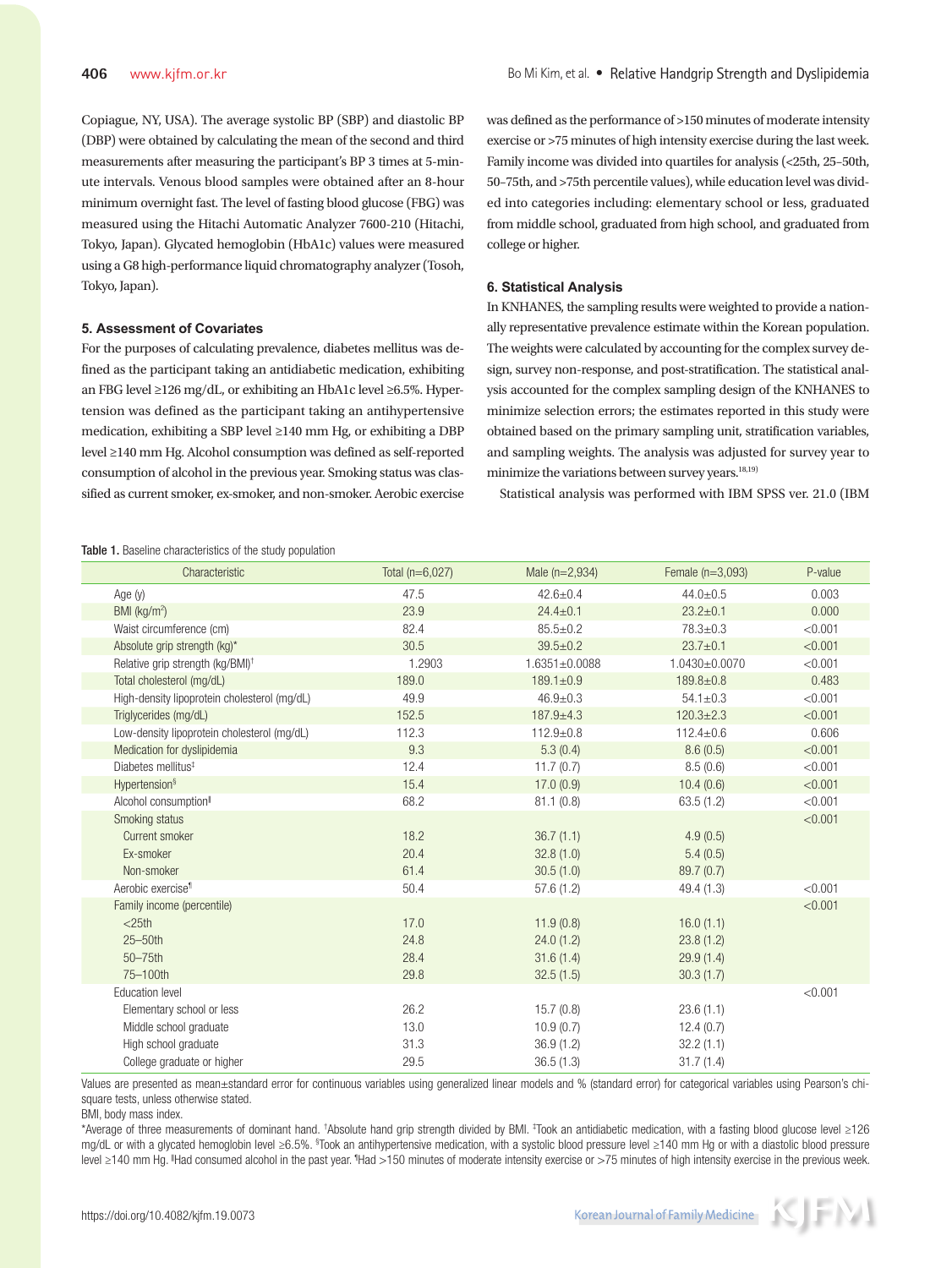Copiague, NY, USA). The average systolic BP (SBP) and diastolic BP (DBP) were obtained by calculating the mean of the second and third measurements after measuring the participant's BP 3 times at 5-minute intervals. Venous blood samples were obtained after an 8-hour minimum overnight fast. The level of fasting blood glucose (FBG) was measured using the Hitachi Automatic Analyzer 7600-210 (Hitachi, Tokyo, Japan). Glycated hemoglobin (HbA1c) values were measured using a G8 high-performance liquid chromatography analyzer (Tosoh, Tokyo, Japan).

### 5. Assessment of Covariates

For the purposes of calculating prevalence, diabetes mellitus was defined as the participant taking an antidiabetic medication, exhibiting an FBG level ≥126 mg/dL, or exhibiting an HbA1c level ≥6.5%. Hypertension was defined as the participant taking an antihypertensive medication, exhibiting a SBP level ≥140 mm Hg, or exhibiting a DBP level ≥140 mm Hg. Alcohol consumption was defined as self-reported consumption of alcohol in the previous year. Smoking status was classified as current smoker, ex-smoker, and non-smoker. Aerobic exercise was defined as the performance of >150 minutes of moderate intensity exercise or >75 minutes of high intensity exercise during the last week. Family income was divided into quartiles for analysis (<25th, 25–50th, 50–75th, and >75th percentile values), while education level was divided into categories including: elementary school or less, graduated from middle school, graduated from high school, and graduated from college or higher.

### 6. Statistical Analysis

In KNHANES, the sampling results were weighted to provide a nationally representative prevalence estimate within the Korean population. The weights were calculated by accounting for the complex survey design, survey non-response, and post-stratification. The statistical analysis accounted for the complex sampling design of the KNHANES to minimize selection errors; the estimates reported in this study were obtained based on the primary sampling unit, stratification variables, and sampling weights. The analysis was adjusted for survey year to minimize the variations between survey years.[18,19]

Statistical analysis was performed with IBM SPSS ver. 21.0 (IBM

**Table 1.** Baseline characteristics of the study population

| Characteristic | Total (n=6,027) | Male (n=2,934) | Female (n=3,093) | P-value |
|---|---|---|---|---|
| Age (y) | 47.5 | 42.6±0.4 | 44.0±0.5 | 0.003 |
| BMI (kg/m²) | 23.9 | 24.4±0.1 | 23.2±0.1 | 0.000 |
| Waist circumference (cm) | 82.4 | 85.5±0.2 | 78.3±0.3 | <0.001 |
| Absolute grip strength (kg)* | 30.5 | 39.5±0.2 | 23.7±0.1 | <0.001 |
| Relative grip strength (kg/BMI)† | 1.2903 | 1.6351±0.0088 | 1.0430±0.0070 | <0.001 |
| Total cholesterol (mg/dL) | 189.0 | 189.1±0.9 | 189.8±0.8 | 0.483 |
| High-density lipoprotein cholesterol (mg/dL) | 49.9 | 46.9±0.3 | 54.1±0.3 | <0.001 |
| Triglycerides (mg/dL) | 152.5 | 187.9±4.3 | 120.3±2.3 | <0.001 |
| Low-density lipoprotein cholesterol (mg/dL) | 112.3 | 112.9±0.8 | 112.4±0.6 | 0.606 |
| Medication for dyslipidemia | 9.3 | 5.3 (0.4) | 8.6 (0.5) | <0.001 |
| Diabetes mellitus‡ | 12.4 | 11.7 (0.7) | 8.5 (0.6) | <0.001 |
| Hypertension§ | 15.4 | 17.0 (0.9) | 10.4 (0.6) | <0.001 |
| Alcohol consumption‖ | 68.2 | 81.1 (0.8) | 63.5 (1.2) | <0.001 |
| Smoking status | | | | <0.001 |
| Current smoker | 18.2 | 36.7 (1.1) | 4.9 (0.5) | |
| Ex-smoker | 20.4 | 32.8 (1.0) | 5.4 (0.5) | |
| Non-smoker | 61.4 | 30.5 (1.0) | 89.7 (0.7) | |
| Aerobic exercise¶ | 50.4 | 57.6 (1.2) | 49.4 (1.3) | <0.001 |
| Family income (percentile) | | | | <0.001 |
| <25th | 17.0 | 11.9 (0.8) | 16.0 (1.1) | |
| 25–50th | 24.8 | 24.0 (1.2) | 23.8 (1.2) | |
| 50–75th | 28.4 | 31.6 (1.4) | 29.9 (1.4) | |
| 75–100th | 29.8 | 32.5 (1.5) | 30.3 (1.7) | |
| Education level | | | | <0.001 |
| Elementary school or less | 26.2 | 15.7 (0.8) | 23.6 (1.1) | |
| Middle school graduate | 13.0 | 10.9 (0.7) | 12.4 (0.7) | |
| High school graduate | 31.3 | 36.9 (1.2) | 32.2 (1.1) | |
| College graduate or higher | 29.5 | 36.5 (1.3) | 31.7 (1.4) | |

Values are presented as mean±standard error for continuous variables using generalized linear models and % (standard error) for categorical variables using Pearson's chi-square tests, unless otherwise stated.

BMI, body mass index.

*Average of three measurements of dominant hand. †Absolute hand grip strength divided by BMI. ‡Took an antidiabetic medication, with a fasting blood glucose level ≥126 mg/dL or with a glycated hemoglobin level ≥6.5%. §Took an antihypertensive medication, with a systolic blood pressure level ≥140 mm Hg or with a diastolic blood pressure level ≥140 mm Hg. ‖Had consumed alcohol in the past year. ¶Had >150 minutes of moderate intensity exercise or >75 minutes of high intensity exercise in the previous week.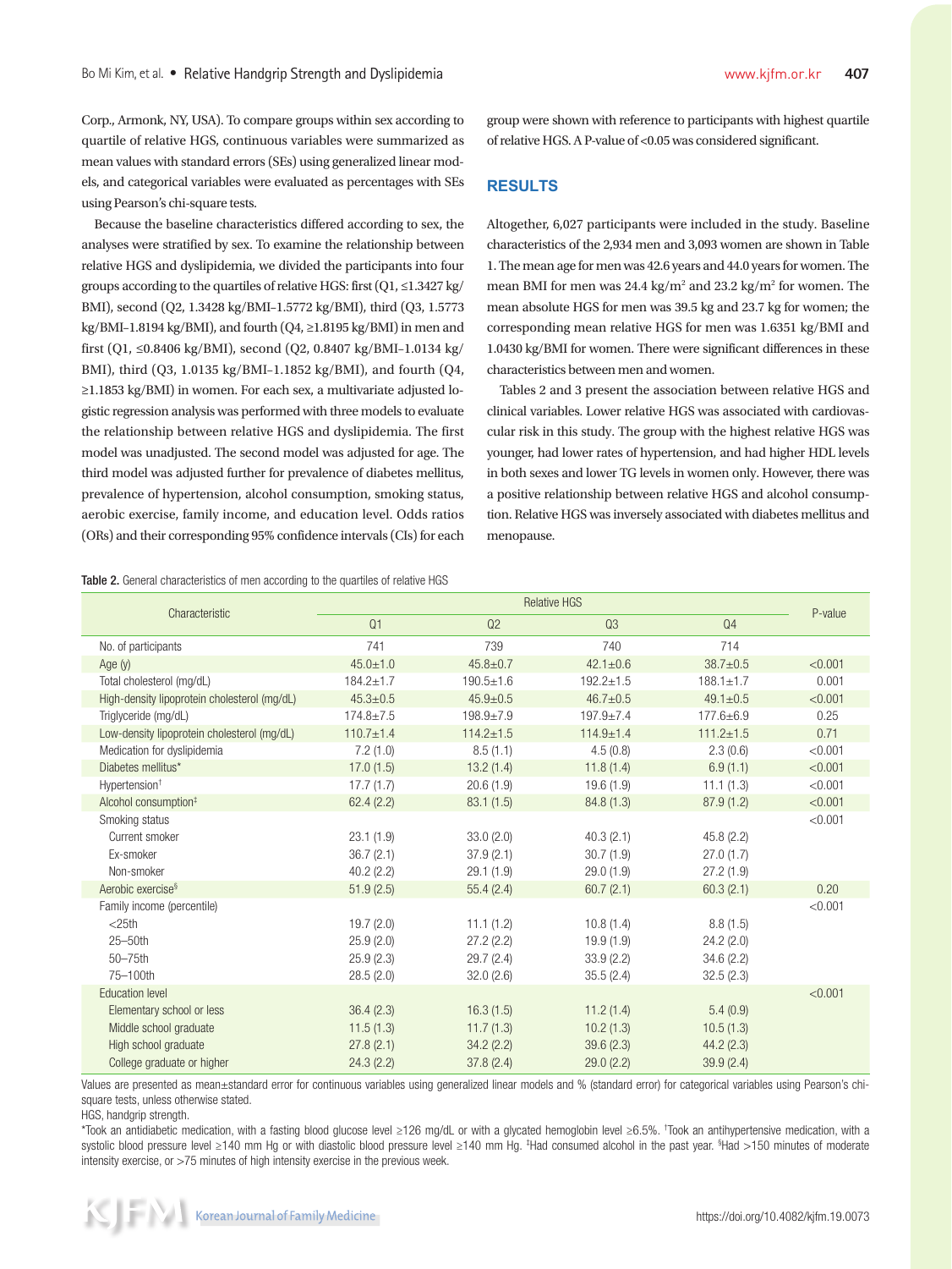Corp., Armonk, NY, USA). To compare groups within sex according to quartile of relative HGS, continuous variables were summarized as mean values with standard errors (SEs) using generalized linear models, and categorical variables were evaluated as percentages with SEs using Pearson's chi-square tests.

Because the baseline characteristics differed according to sex, the analyses were stratified by sex. To examine the relationship between relative HGS and dyslipidemia, we divided the participants into four groups according to the quartiles of relative HGS: first (Q1, ≤1.3427 kg/BMI), second (Q2, 1.3428 kg/BMI–1.5772 kg/BMI), third (Q3, 1.5773 kg/BMI–1.8194 kg/BMI), and fourth (Q4, ≥1.8195 kg/BMI) in men and first (Q1, ≤0.8406 kg/BMI), second (Q2, 0.8407 kg/BMI–1.0134 kg/BMI), third (Q3, 1.0135 kg/BMI–1.1852 kg/BMI), and fourth (Q4, ≥1.1853 kg/BMI) in women. For each sex, a multivariate adjusted logistic regression analysis was performed with three models to evaluate the relationship between relative HGS and dyslipidemia. The first model was unadjusted. The second model was adjusted for age. The third model was adjusted further for prevalence of diabetes mellitus, prevalence of hypertension, alcohol consumption, smoking status, aerobic exercise, family income, and education level. Odds ratios (ORs) and their corresponding 95% confidence intervals (CIs) for each group were shown with reference to participants with highest quartile of relative HGS. A P-value of <0.05 was considered significant.

## RESULTS

Altogether, 6,027 participants were included in the study. Baseline characteristics of the 2,934 men and 3,093 women are shown in Table 1. The mean age for men was 42.6 years and 44.0 years for women. The mean BMI for men was 24.4 kg/m$^2$ and 23.2 kg/m$^2$ for women. The mean absolute HGS for men was 39.5 kg and 23.7 kg for women; the corresponding mean relative HGS for men was 1.6351 kg/BMI and 1.0430 kg/BMI for women. There were significant differences in these characteristics between men and women.

Tables 2 and 3 present the association between relative HGS and clinical variables. Lower relative HGS was associated with cardiovascular risk in this study. The group with the highest relative HGS was younger, had lower rates of hypertension, and had higher HDL levels in both sexes and lower TG levels in women only. However, there was a positive relationship between relative HGS and alcohol consumption. Relative HGS was inversely associated with diabetes mellitus and menopause.

**Table 2.** General characteristics of men according to the quartiles of relative HGS

| Characteristic | Relative HGS | | | | P-value |
|---|---|---|---|---|---|
| | Q1 | Q2 | Q3 | Q4 | |
| No. of participants | 741 | 739 | 740 | 714 | |
| Age (y) | 45.0±1.0 | 45.8±0.7 | 42.1±0.6 | 38.7±0.5 | <0.001 |
| Total cholesterol (mg/dL) | 184.2±1.7 | 190.5±1.6 | 192.2±1.5 | 188.1±1.7 | 0.001 |
| High-density lipoprotein cholesterol (mg/dL) | 45.3±0.5 | 45.9±0.5 | 46.7±0.5 | 49.1±0.5 | <0.001 |
| Triglyceride (mg/dL) | 174.8±7.5 | 198.9±7.9 | 197.9±7.4 | 177.6±6.9 | 0.25 |
| Low-density lipoprotein cholesterol (mg/dL) | 110.7±1.4 | 114.2±1.5 | 114.9±1.4 | 111.2±1.5 | 0.71 |
| Medication for dyslipidemia | 7.2 (1.0) | 8.5 (1.1) | 4.5 (0.8) | 2.3 (0.6) | <0.001 |
| Diabetes mellitus* | 17.0 (1.5) | 13.2 (1.4) | 11.8 (1.4) | 6.9 (1.1) | <0.001 |
| Hypertension† | 17.7 (1.7) | 20.6 (1.9) | 19.6 (1.9) | 11.1 (1.3) | <0.001 |
| Alcohol consumption‡ | 62.4 (2.2) | 83.1 (1.5) | 84.8 (1.3) | 87.9 (1.2) | <0.001 |
| Smoking status | | | | | <0.001 |
| Current smoker | 23.1 (1.9) | 33.0 (2.0) | 40.3 (2.1) | 45.8 (2.2) | |
| Ex-smoker | 36.7 (2.1) | 37.9 (2.1) | 30.7 (1.9) | 27.0 (1.7) | |
| Non-smoker | 40.2 (2.2) | 29.1 (1.9) | 29.0 (1.9) | 27.2 (1.9) | |
| Aerobic exercise§ | 51.9 (2.5) | 55.4 (2.4) | 60.7 (2.1) | 60.3 (2.1) | 0.20 |
| Family income (percentile) | | | | | <0.001 |
| <25th | 19.7 (2.0) | 11.1 (1.2) | 10.8 (1.4) | 8.8 (1.5) | |
| 25–50th | 25.9 (2.0) | 27.2 (2.2) | 19.9 (1.9) | 24.2 (2.0) | |
| 50–75th | 25.9 (2.3) | 29.7 (2.4) | 33.9 (2.2) | 34.6 (2.2) | |
| 75–100th | 28.5 (2.0) | 32.0 (2.6) | 35.5 (2.4) | 32.5 (2.3) | |
| Education level | | | | | <0.001 |
| Elementary school or less | 36.4 (2.3) | 16.3 (1.5) | 11.2 (1.4) | 5.4 (0.9) | |
| Middle school graduate | 11.5 (1.3) | 11.7 (1.3) | 10.2 (1.3) | 10.5 (1.3) | |
| High school graduate | 27.8 (2.1) | 34.2 (2.2) | 39.6 (2.3) | 44.2 (2.3) | |
| College graduate or higher | 24.3 (2.2) | 37.8 (2.4) | 29.0 (2.2) | 39.9 (2.4) | |

Values are presented as mean±standard error for continuous variables using generalized linear models and % (standard error) for categorical variables using Pearson's chi-square tests, unless otherwise stated.
HGS, handgrip strength.
*Took an antidiabetic medication, with a fasting blood glucose level ≥126 mg/dL or with a glycated hemoglobin level ≥6.5%. †Took an antihypertensive medication, with a systolic blood pressure level ≥140 mm Hg or with diastolic blood pressure level ≥140 mm Hg. ‡Had consumed alcohol in the past year. §Had >150 minutes of moderate intensity exercise, or >75 minutes of high intensity exercise in the previous week.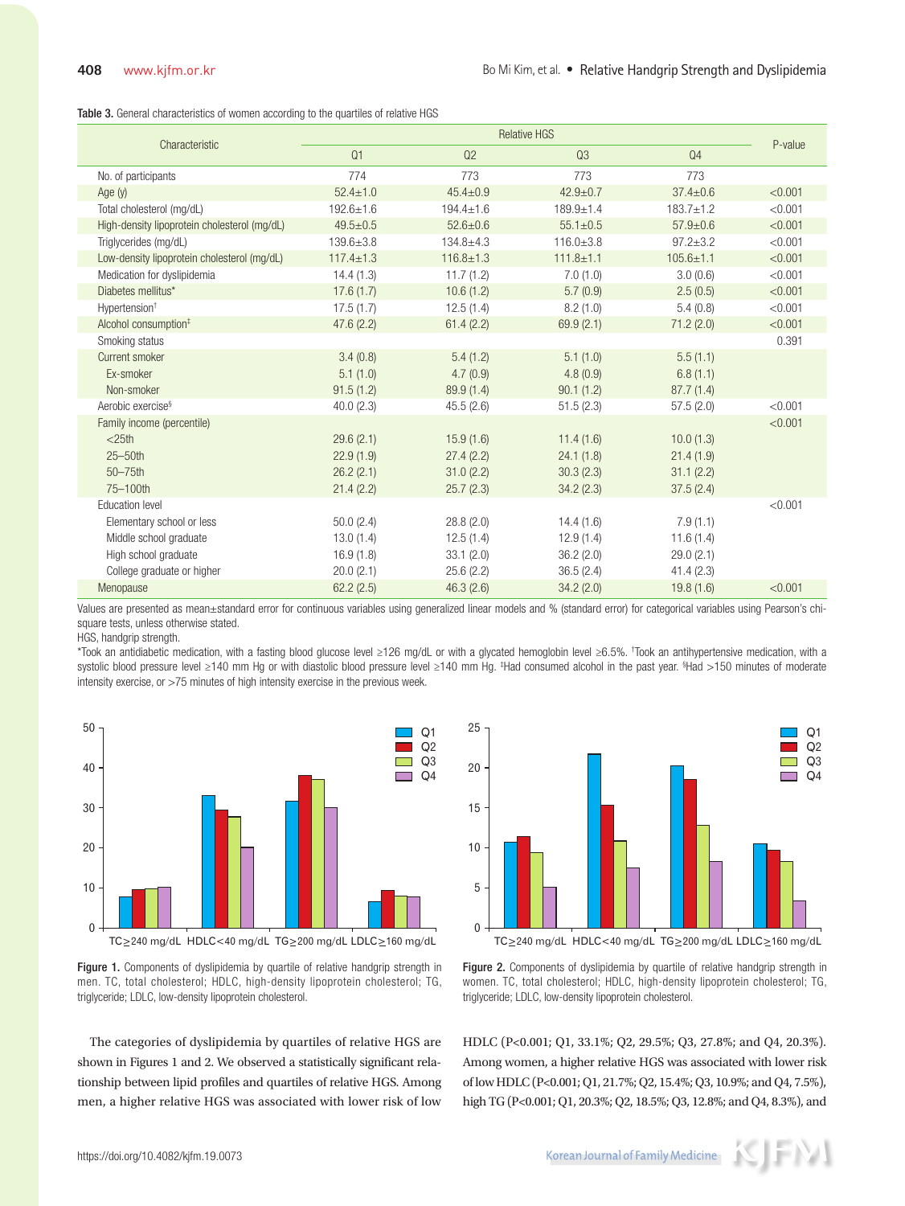**Table 3.** General characteristics of women according to the quartiles of relative HGS

| Characteristic | Relative HGS | | | | P-value |
|---|---|---|---|---|---|
| | Q1 | Q2 | Q3 | Q4 | |
| No. of participants | 774 | 773 | 773 | 773 | |
| Age (y) | 52.4±1.0 | 45.4±0.9 | 42.9±0.7 | 37.4±0.6 | <0.001 |
| Total cholesterol (mg/dL) | 192.6±1.6 | 194.4±1.6 | 189.9±1.4 | 183.7±1.2 | <0.001 |
| High-density lipoprotein cholesterol (mg/dL) | 49.5±0.5 | 52.6±0.6 | 55.1±0.5 | 57.9±0.6 | <0.001 |
| Triglycerides (mg/dL) | 139.6±3.8 | 134.8±4.3 | 116.0±3.8 | 97.2±3.2 | <0.001 |
| Low-density lipoprotein cholesterol (mg/dL) | 117.4±1.3 | 116.8±1.3 | 111.8±1.1 | 105.6±1.1 | <0.001 |
| Medication for dyslipidemia | 14.4 (1.3) | 11.7 (1.2) | 7.0 (1.0) | 3.0 (0.6) | <0.001 |
| Diabetes mellitus* | 17.6 (1.7) | 10.6 (1.2) | 5.7 (0.9) | 2.5 (0.5) | <0.001 |
| Hypertension† | 17.5 (1.7) | 12.5 (1.4) | 8.2 (1.0) | 5.4 (0.8) | <0.001 |
| Alcohol consumption‡ | 47.6 (2.2) | 61.4 (2.2) | 69.9 (2.1) | 71.2 (2.0) | <0.001 |
| Smoking status | | | | | 0.391 |
| Current smoker | 3.4 (0.8) | 5.4 (1.2) | 5.1 (1.0) | 5.5 (1.1) | |
| Ex-smoker | 5.1 (1.0) | 4.7 (0.9) | 4.8 (0.9) | 6.8 (1.1) | |
| Non-smoker | 91.5 (1.2) | 89.9 (1.4) | 90.1 (1.2) | 87.7 (1.4) | |
| Aerobic exercise§ | 40.0 (2.3) | 45.5 (2.6) | 51.5 (2.3) | 57.5 (2.0) | <0.001 |
| Family income (percentile) | | | | | <0.001 |
| <25th | 29.6 (2.1) | 15.9 (1.6) | 11.4 (1.6) | 10.0 (1.3) | |
| 25–50th | 22.9 (1.9) | 27.4 (2.2) | 24.1 (1.8) | 21.4 (1.9) | |
| 50–75th | 26.2 (2.1) | 31.0 (2.2) | 30.3 (2.3) | 31.1 (2.2) | |
| 75–100th | 21.4 (2.2) | 25.7 (2.3) | 34.2 (2.3) | 37.5 (2.4) | |
| Education level | | | | | <0.001 |
| Elementary school or less | 50.0 (2.4) | 28.8 (2.0) | 14.4 (1.6) | 7.9 (1.1) | |
| Middle school graduate | 13.0 (1.4) | 12.5 (1.4) | 12.9 (1.4) | 11.6 (1.4) | |
| High school graduate | 16.9 (1.8) | 33.1 (2.0) | 36.2 (2.0) | 29.0 (2.1) | |
| College graduate or higher | 20.0 (2.1) | 25.6 (2.2) | 36.5 (2.4) | 41.4 (2.3) | |
| Menopause | 62.2 (2.5) | 46.3 (2.6) | 34.2 (2.0) | 19.8 (1.6) | <0.001 |

Values are presented as mean±standard error for continuous variables using generalized linear models and % (standard error) for categorical variables using Pearson's chi-square tests, unless otherwise stated.

HGS, handgrip strength.

*Took an antidiabetic medication, with a fasting blood glucose level ≥126 mg/dL or with a glycated hemoglobin level ≥6.5%. †Took an antihypertensive medication, with a systolic blood pressure level ≥140 mm Hg or with diastolic blood pressure level ≥140 mm Hg. ‡Had consumed alcohol in the past year. §Had >150 minutes of moderate intensity exercise, or >75 minutes of high intensity exercise in the previous week.

**Figure 1.** Components of dyslipidemia by quartile of relative handgrip strength in men. TC, total cholesterol; HDLC, high-density lipoprotein cholesterol; TG, triglyceride; LDLC, low-density lipoprotein cholesterol.

**Figure 2.** Components of dyslipidemia by quartile of relative handgrip strength in women. TC, total cholesterol; HDLC, high-density lipoprotein cholesterol; TG, triglyceride; LDLC, low-density lipoprotein cholesterol.

The categories of dyslipidemia by quartiles of relative HGS are shown in Figures 1 and 2. We observed a statistically significant relationship between lipid profiles and quartiles of relative HGS. Among men, a higher relative HGS was associated with lower risk of low HDLC (P<0.001; Q1, 33.1%; Q2, 29.5%; Q3, 27.8%; and Q4, 20.3%). Among women, a higher relative HGS was associated with lower risk of low HDLC (P<0.001; Q1, 21.7%; Q2, 15.4%; Q3, 10.9%; and Q4, 7.5%), high TG (P<0.001; Q1, 20.3%; Q2, 18.5%; Q3, 12.8%; and Q4, 8.3%), and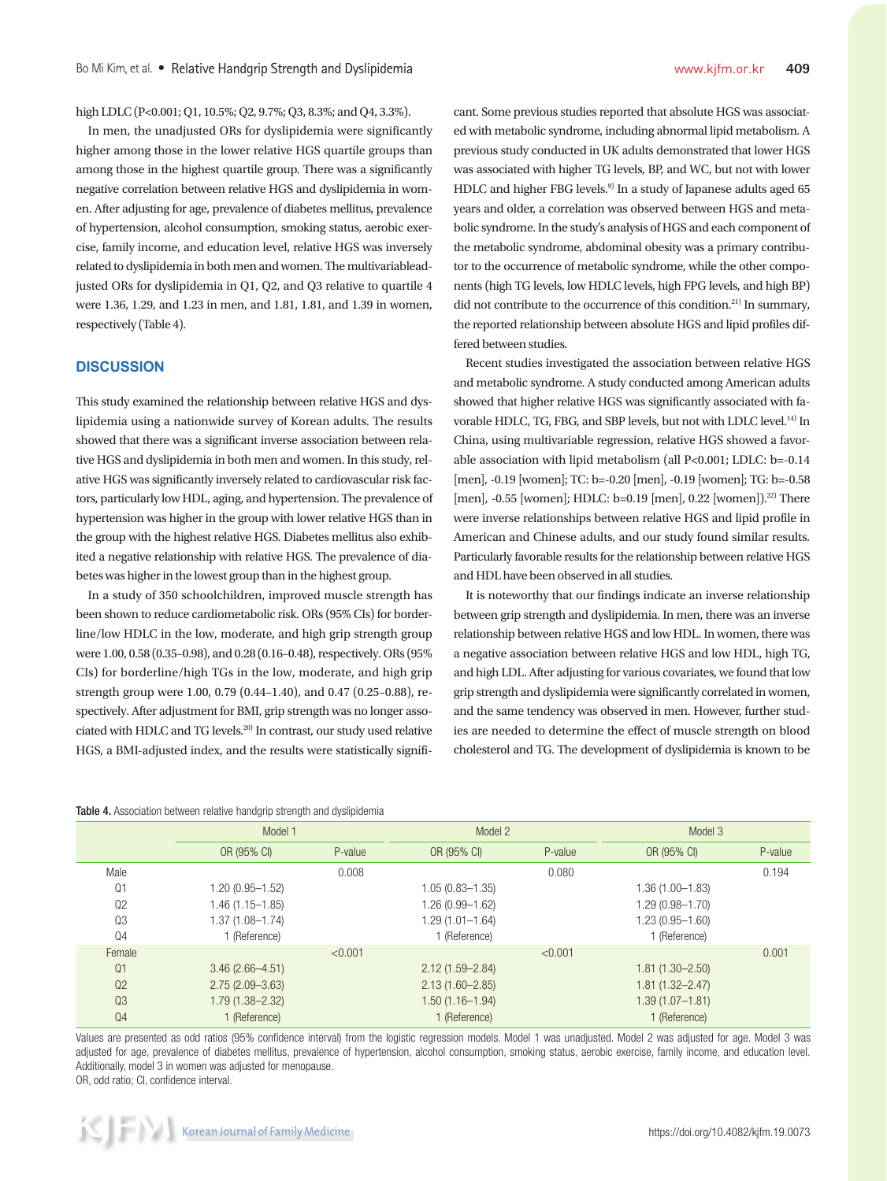high LDLC (P<0.001; Q1, 10.5%; Q2, 9.7%; Q3, 8.3%; and Q4, 3.3%).

In men, the unadjusted ORs for dyslipidemia were significantly higher among those in the lower relative HGS quartile groups than among those in the highest quartile group. There was a significantly negative correlation between relative HGS and dyslipidemia in women. After adjusting for age, prevalence of diabetes mellitus, prevalence of hypertension, alcohol consumption, smoking status, aerobic exercise, family income, and education level, relative HGS was inversely related to dyslipidemia in both men and women. The multivariableadjusted ORs for dyslipidemia in Q1, Q2, and Q3 relative to quartile 4 were 1.36, 1.29, and 1.23 in men, and 1.81, 1.81, and 1.39 in women, respectively (Table 4).

## DISCUSSION

This study examined the relationship between relative HGS and dyslipidemia using a nationwide survey of Korean adults. The results showed that there was a significant inverse association between relative HGS and dyslipidemia in both men and women. In this study, relative HGS was significantly inversely related to cardiovascular risk factors, particularly low HDL, aging, and hypertension. The prevalence of hypertension was higher in the group with lower relative HGS than in the group with the highest relative HGS. Diabetes mellitus also exhibited a negative relationship with relative HGS. The prevalence of diabetes was higher in the lowest group than in the highest group.

In a study of 350 schoolchildren, improved muscle strength has been shown to reduce cardiometabolic risk. ORs (95% CIs) for borderline/low HDLC in the low, moderate, and high grip strength group were 1.00, 0.58 (0.35–0.98), and 0.28 (0.16–0.48), respectively. ORs (95% CIs) for borderline/high TGs in the low, moderate, and high grip strength group were 1.00, 0.79 (0.44–1.40), and 0.47 (0.25–0.88), respectively. After adjustment for BMI, grip strength was no longer associated with HDLC and TG levels.[20] In contrast, our study used relative HGS, a BMI-adjusted index, and the results were statistically significant. Some previous studies reported that absolute HGS was associated with metabolic syndrome, including abnormal lipid metabolism. A previous study conducted in UK adults demonstrated that lower HGS was associated with higher TG levels, BP, and WC, but not with lower HDLC and higher FBG levels.[9] In a study of Japanese adults aged 65 years and older, a correlation was observed between HGS and metabolic syndrome. In the study's analysis of HGS and each component of the metabolic syndrome, abdominal obesity was a primary contributor to the occurrence of metabolic syndrome, while the other components (high TG levels, low HDLC levels, high FPG levels, and high BP) did not contribute to the occurrence of this condition.[21] In summary, the reported relationship between absolute HGS and lipid profiles differed between studies.

Recent studies investigated the association between relative HGS and metabolic syndrome. A study conducted among American adults showed that higher relative HGS was significantly associated with favorable HDLC, TG, FBG, and SBP levels, but not with LDLC level.[14] In China, using multivariable regression, relative HGS showed a favorable association with lipid metabolism (all P<0.001; LDLC: b=-0.14 [men], -0.19 [women]; TC: b=-0.20 [men], -0.19 [women]; TG: b=-0.58 [men], -0.55 [women]; HDLC: b=0.19 [men], 0.22 [women]).[22] There were inverse relationships between relative HGS and lipid profile in American and Chinese adults, and our study found similar results. Particularly favorable results for the relationship between relative HGS and HDL have been observed in all studies.

It is noteworthy that our findings indicate an inverse relationship between grip strength and dyslipidemia. In men, there was an inverse relationship between relative HGS and low HDL. In women, there was a negative association between relative HGS and low HDL, high TG, and high LDL. After adjusting for various covariates, we found that low grip strength and dyslipidemia were significantly correlated in women, and the same tendency was observed in men. However, further studies are needed to determine the effect of muscle strength on blood cholesterol and TG. The development of dyslipidemia is known to be

**Table 4.** Association between relative handgrip strength and dyslipidemia

| | Model 1 | | Model 2 | | Model 3 | |
|---|---|---|---|---|---|---|
| | OR (95% CI) | P-value | OR (95% CI) | P-value | OR (95% CI) | P-value |
| Male | | 0.008 | | 0.080 | | 0.194 |
| Q1 | 1.20 (0.95–1.52) | | 1.05 (0.83–1.35) | | 1.36 (1.00–1.83) | |
| Q2 | 1.46 (1.15–1.85) | | 1.26 (0.99–1.62) | | 1.29 (0.98–1.70) | |
| Q3 | 1.37 (1.08–1.74) | | 1.29 (1.01–1.64) | | 1.23 (0.95–1.60) | |
| Q4 | 1 (Reference) | | 1 (Reference) | | 1 (Reference) | |
| Female | | <0.001 | | <0.001 | | 0.001 |
| Q1 | 3.46 (2.66–4.51) | | 2.12 (1.59–2.84) | | 1.81 (1.30–2.50) | |
| Q2 | 2.75 (2.09–3.63) | | 2.13 (1.60–2.85) | | 1.81 (1.32–2.47) | |
| Q3 | 1.79 (1.38–2.32) | | 1.50 (1.16–1.94) | | 1.39 (1.07–1.81) | |
| Q4 | 1 (Reference) | | 1 (Reference) | | 1 (Reference) | |

Values are presented as odd ratios (95% confidence interval) from the logistic regression models. Model 1 was unadjusted. Model 2 was adjusted for age. Model 3 was adjusted for age, prevalence of diabetes mellitus, prevalence of hypertension, alcohol consumption, smoking status, aerobic exercise, family income, and education level. Additionally, model 3 in women was adjusted for menopause.

OR, odd ratio; CI, confidence interval.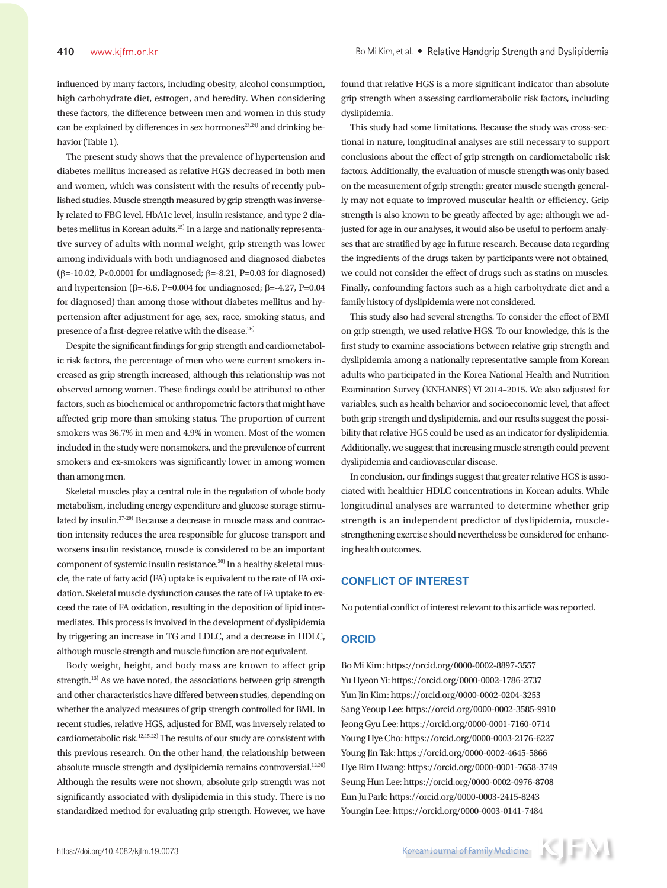influenced by many factors, including obesity, alcohol consumption, high carbohydrate diet, estrogen, and heredity. When considering these factors, the difference between men and women in this study can be explained by differences in sex hormones[23,24] and drinking behavior (Table 1).

The present study shows that the prevalence of hypertension and diabetes mellitus increased as relative HGS decreased in both men and women, which was consistent with the results of recently published studies. Muscle strength measured by grip strength was inversely related to FBG level, HbA1c level, insulin resistance, and type 2 diabetes mellitus in Korean adults.[25] In a large and nationally representative survey of adults with normal weight, grip strength was lower among individuals with both undiagnosed and diagnosed diabetes ($\beta$=-10.02, P<0.0001 for undiagnosed; $\beta$=-8.21, P=0.03 for diagnosed) and hypertension ($\beta$=-6.6, P=0.004 for undiagnosed; $\beta$=-4.27, P=0.04 for diagnosed) than among those without diabetes mellitus and hypertension after adjustment for age, sex, race, smoking status, and presence of a first-degree relative with the disease.[26]

Despite the significant findings for grip strength and cardiometabolic risk factors, the percentage of men who were current smokers increased as grip strength increased, although this relationship was not observed among women. These findings could be attributed to other factors, such as biochemical or anthropometric factors that might have affected grip more than smoking status. The proportion of current smokers was 36.7% in men and 4.9% in women. Most of the women included in the study were nonsmokers, and the prevalence of current smokers and ex-smokers was significantly lower in among women than among men.

Skeletal muscles play a central role in the regulation of whole body metabolism, including energy expenditure and glucose storage stimulated by insulin.[27-29] Because a decrease in muscle mass and contraction intensity reduces the area responsible for glucose transport and worsens insulin resistance, muscle is considered to be an important component of systemic insulin resistance.[30] In a healthy skeletal muscle, the rate of fatty acid (FA) uptake is equivalent to the rate of FA oxidation. Skeletal muscle dysfunction causes the rate of FA uptake to exceed the rate of FA oxidation, resulting in the deposition of lipid intermediates. This process is involved in the development of dyslipidemia by triggering an increase in TG and LDLC, and a decrease in HDLC, although muscle strength and muscle function are not equivalent.

Body weight, height, and body mass are known to affect grip strength.[13] As we have noted, the associations between grip strength and other characteristics have differed between studies, depending on whether the analyzed measures of grip strength controlled for BMI. In recent studies, relative HGS, adjusted for BMI, was inversely related to cardiometabolic risk.[12,15,22] The results of our study are consistent with this previous research. On the other hand, the relationship between absolute muscle strength and dyslipidemia remains controversial.[12,20] Although the results were not shown, absolute grip strength was not significantly associated with dyslipidemia in this study. There is no standardized method for evaluating grip strength. However, we have found that relative HGS is a more significant indicator than absolute grip strength when assessing cardiometabolic risk factors, including dyslipidemia.

This study had some limitations. Because the study was cross-sectional in nature, longitudinal analyses are still necessary to support conclusions about the effect of grip strength on cardiometabolic risk factors. Additionally, the evaluation of muscle strength was only based on the measurement of grip strength; greater muscle strength generally may not equate to improved muscular health or efficiency. Grip strength is also known to be greatly affected by age; although we adjusted for age in our analyses, it would also be useful to perform analyses that are stratified by age in future research. Because data regarding the ingredients of the drugs taken by participants were not obtained, we could not consider the effect of drugs such as statins on muscles. Finally, confounding factors such as a high carbohydrate diet and a family history of dyslipidemia were not considered.

This study also had several strengths. To consider the effect of BMI on grip strength, we used relative HGS. To our knowledge, this is the first study to examine associations between relative grip strength and dyslipidemia among a nationally representative sample from Korean adults who participated in the Korea National Health and Nutrition Examination Survey (KNHANES) VI 2014–2015. We also adjusted for variables, such as health behavior and socioeconomic level, that affect both grip strength and dyslipidemia, and our results suggest the possibility that relative HGS could be used as an indicator for dyslipidemia. Additionally, we suggest that increasing muscle strength could prevent dyslipidemia and cardiovascular disease.

In conclusion, our findings suggest that greater relative HGS is associated with healthier HDLC concentrations in Korean adults. While longitudinal analyses are warranted to determine whether grip strength is an independent predictor of dyslipidemia, muscle-strengthening exercise should nevertheless be considered for enhancing health outcomes.

## CONFLICT OF INTEREST

No potential conflict of interest relevant to this article was reported.

## ORCID

Bo Mi Kim: https://orcid.org/0000-0002-8897-3557
Yu Hyeon Yi: https://orcid.org/0000-0002-1786-2737
Yun Jin Kim: https://orcid.org/0000-0002-0204-3253
Sang Yeoup Lee: https://orcid.org/0000-0002-3585-9910
Jeong Gyu Lee: https://orcid.org/0000-0001-7160-0714
Young Hye Cho: https://orcid.org/0000-0003-2176-6227
Young Jin Tak: https://orcid.org/0000-0002-4645-5866
Hye Rim Hwang: https://orcid.org/0000-0001-7658-3749
Seung Hun Lee: https://orcid.org/0000-0002-0976-8708
Eun Ju Park: https://orcid.org/0000-0003-2415-8243
Youngin Lee: https://orcid.org/0000-0003-0141-7484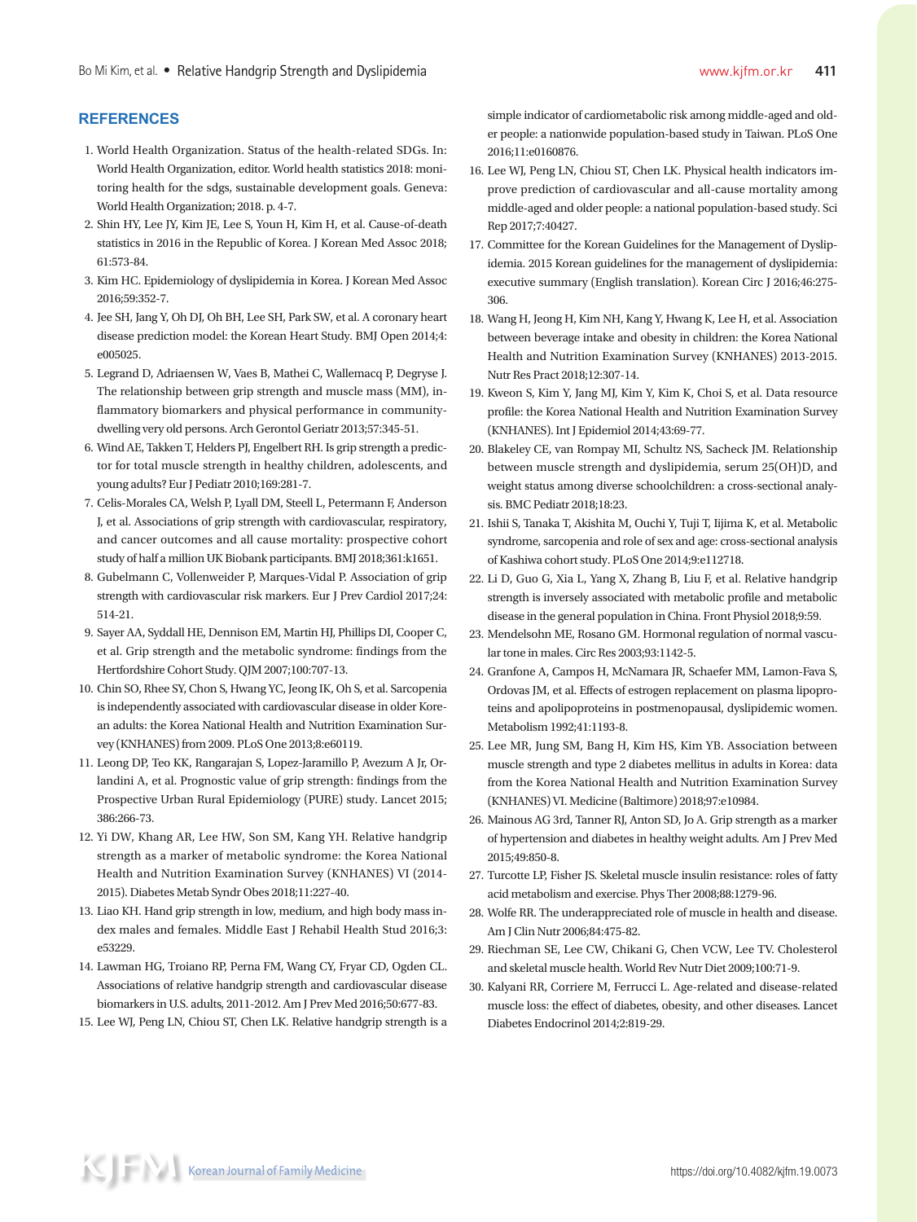## REFERENCES

1. World Health Organization. Status of the health-related SDGs. In: World Health Organization, editor. World health statistics 2018: monitoring health for the sdgs, sustainable development goals. Geneva: World Health Organization; 2018. p. 4-7.
2. Shin HY, Lee JY, Kim JE, Lee S, Youn H, Kim H, et al. Cause-of-death statistics in 2016 in the Republic of Korea. J Korean Med Assoc 2018; 61:573-84.
3. Kim HC. Epidemiology of dyslipidemia in Korea. J Korean Med Assoc 2016;59:352-7.
4. Jee SH, Jang Y, Oh DJ, Oh BH, Lee SH, Park SW, et al. A coronary heart disease prediction model: the Korean Heart Study. BMJ Open 2014;4: e005025.
5. Legrand D, Adriaensen W, Vaes B, Mathei C, Wallemacq P, Degryse J. The relationship between grip strength and muscle mass (MM), inflammatory biomarkers and physical performance in community-dwelling very old persons. Arch Gerontol Geriatr 2013;57:345-51.
6. Wind AE, Takken T, Helders PJ, Engelbert RH. Is grip strength a predictor for total muscle strength in healthy children, adolescents, and young adults? Eur J Pediatr 2010;169:281-7.
7. Celis-Morales CA, Welsh P, Lyall DM, Steell L, Petermann F, Anderson J, et al. Associations of grip strength with cardiovascular, respiratory, and cancer outcomes and all cause mortality: prospective cohort study of half a million UK Biobank participants. BMJ 2018;361:k1651.
8. Gubelmann C, Vollenweider P, Marques-Vidal P. Association of grip strength with cardiovascular risk markers. Eur J Prev Cardiol 2017;24: 514-21.
9. Sayer AA, Syddall HE, Dennison EM, Martin HJ, Phillips DI, Cooper C, et al. Grip strength and the metabolic syndrome: findings from the Hertfordshire Cohort Study. QJM 2007;100:707-13.
10. Chin SO, Rhee SY, Chon S, Hwang YC, Jeong IK, Oh S, et al. Sarcopenia is independently associated with cardiovascular disease in older Korean adults: the Korea National Health and Nutrition Examination Survey (KNHANES) from 2009. PLoS One 2013;8:e60119.
11. Leong DP, Teo KK, Rangarajan S, Lopez-Jaramillo P, Avezum A Jr, Orlandini A, et al. Prognostic value of grip strength: findings from the Prospective Urban Rural Epidemiology (PURE) study. Lancet 2015; 386:266-73.
12. Yi DW, Khang AR, Lee HW, Son SM, Kang YH. Relative handgrip strength as a marker of metabolic syndrome: the Korea National Health and Nutrition Examination Survey (KNHANES) VI (2014-2015). Diabetes Metab Syndr Obes 2018;11:227-40.
13. Liao KH. Hand grip strength in low, medium, and high body mass index males and females. Middle East J Rehabil Health Stud 2016;3: e53229.
14. Lawman HG, Troiano RP, Perna FM, Wang CY, Fryar CD, Ogden CL. Associations of relative handgrip strength and cardiovascular disease biomarkers in U.S. adults, 2011-2012. Am J Prev Med 2016;50:677-83.
15. Lee WJ, Peng LN, Chiou ST, Chen LK. Relative handgrip strength is a simple indicator of cardiometabolic risk among middle-aged and older people: a nationwide population-based study in Taiwan. PLoS One 2016;11:e0160876.
16. Lee WJ, Peng LN, Chiou ST, Chen LK. Physical health indicators improve prediction of cardiovascular and all-cause mortality among middle-aged and older people: a national population-based study. Sci Rep 2017;7:40427.
17. Committee for the Korean Guidelines for the Management of Dyslipidemia. 2015 Korean guidelines for the management of dyslipidemia: executive summary (English translation). Korean Circ J 2016;46:275-306.
18. Wang H, Jeong H, Kim NH, Kang Y, Hwang K, Lee H, et al. Association between beverage intake and obesity in children: the Korea National Health and Nutrition Examination Survey (KNHANES) 2013-2015. Nutr Res Pract 2018;12:307-14.
19. Kweon S, Kim Y, Jang MJ, Kim Y, Kim K, Choi S, et al. Data resource profile: the Korea National Health and Nutrition Examination Survey (KNHANES). Int J Epidemiol 2014;43:69-77.
20. Blakeley CE, van Rompay MI, Schultz NS, Sacheck JM. Relationship between muscle strength and dyslipidemia, serum 25(OH)D, and weight status among diverse schoolchildren: a cross-sectional analysis. BMC Pediatr 2018;18:23.
21. Ishii S, Tanaka T, Akishita M, Ouchi Y, Tuji T, Iijima K, et al. Metabolic syndrome, sarcopenia and role of sex and age: cross-sectional analysis of Kashiwa cohort study. PLoS One 2014;9:e112718.
22. Li D, Guo G, Xia L, Yang X, Zhang B, Liu F, et al. Relative handgrip strength is inversely associated with metabolic profile and metabolic disease in the general population in China. Front Physiol 2018;9:59.
23. Mendelsohn ME, Rosano GM. Hormonal regulation of normal vascular tone in males. Circ Res 2003;93:1142-5.
24. Granfone A, Campos H, McNamara JR, Schaefer MM, Lamon-Fava S, Ordovas JM, et al. Effects of estrogen replacement on plasma lipoproteins and apolipoproteins in postmenopausal, dyslipidemic women. Metabolism 1992;41:1193-8.
25. Lee MR, Jung SM, Bang H, Kim HS, Kim YB. Association between muscle strength and type 2 diabetes mellitus in adults in Korea: data from the Korea National Health and Nutrition Examination Survey (KNHANES) VI. Medicine (Baltimore) 2018;97:e10984.
26. Mainous AG 3rd, Tanner RJ, Anton SD, Jo A. Grip strength as a marker of hypertension and diabetes in healthy weight adults. Am J Prev Med 2015;49:850-8.
27. Turcotte LP, Fisher JS. Skeletal muscle insulin resistance: roles of fatty acid metabolism and exercise. Phys Ther 2008;88:1279-96.
28. Wolfe RR. The underappreciated role of muscle in health and disease. Am J Clin Nutr 2006;84:475-82.
29. Riechman SE, Lee CW, Chikani G, Chen VCW, Lee TV. Cholesterol and skeletal muscle health. World Rev Nutr Diet 2009;100:71-9.
30. Kalyani RR, Corriere M, Ferrucci L. Age-related and disease-related muscle loss: the effect of diabetes, obesity, and other diseases. Lancet Diabetes Endocrinol 2014;2:819-29.